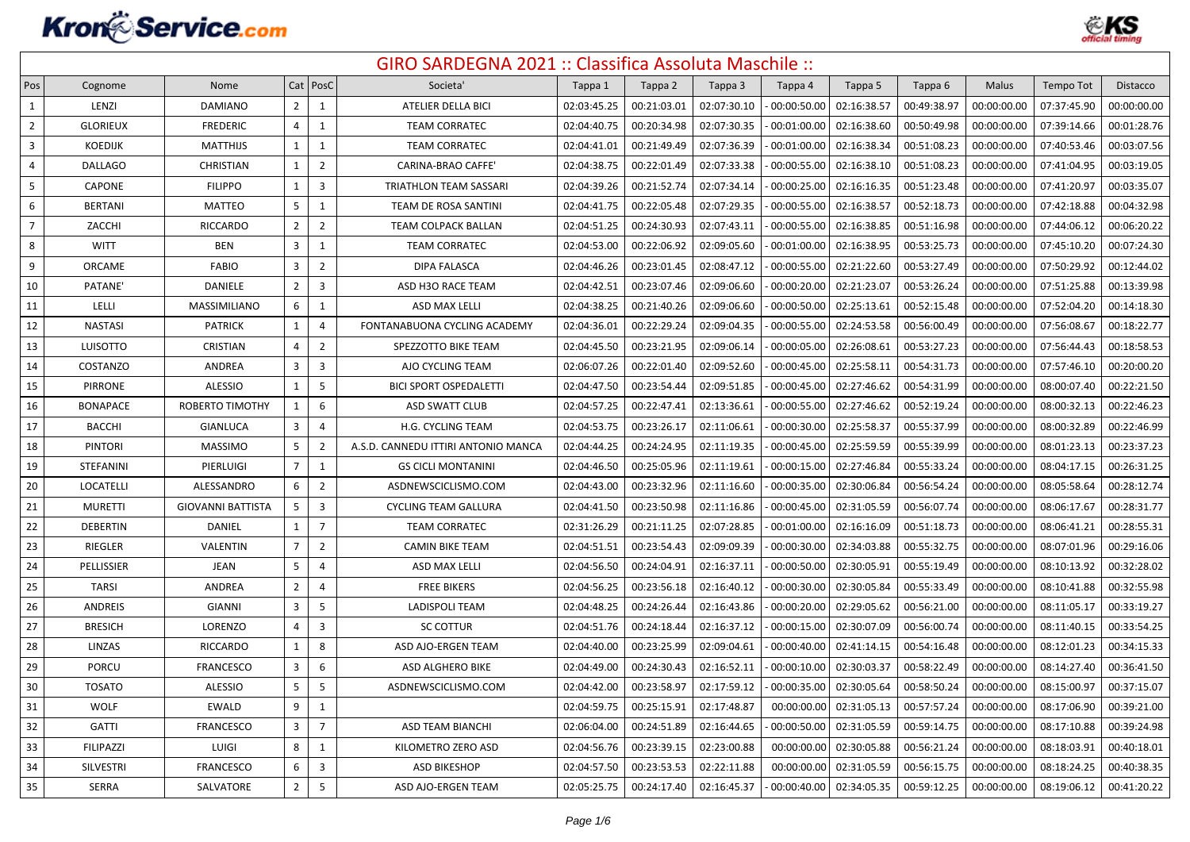# GIRO SARDEGNA 2021 :: Classifica Assoluta Maschile ::

| Pos | Cognome | Nome | Cat | PosC | Societa' | Tappa 1 | Tappa 2 | Tappa 3 | Tappa 4 | Tappa 5 | Tappa 6 | Malus | Tempo Tot | Distacco |
|---|---|---|---|---|---|---|---|---|---|---|---|---|---|---|
| 1 | LENZI | DAMIANO | 2 | 1 | ATELIER DELLA BICI | 02:03:45.25 | 00:21:03.01 | 02:07:30.10 | - 00:00:50.00 | 02:16:38.57 | 00:49:38.97 | 00:00:00.00 | 07:37:45.90 | 00:00:00.00 |
| 2 | GLORIEUX | FREDERIC | 4 | 1 | TEAM CORRATEC | 02:04:40.75 | 00:20:34.98 | 02:07:30.35 | - 00:01:00.00 | 02:16:38.60 | 00:50:49.98 | 00:00:00.00 | 07:39:14.66 | 00:01:28.76 |
| 3 | KOEDIJK | MATTHIJS | 1 | 1 | TEAM CORRATEC | 02:04:41.01 | 00:21:49.49 | 02:07:36.39 | - 00:01:00.00 | 02:16:38.34 | 00:51:08.23 | 00:00:00.00 | 07:40:53.46 | 00:03:07.56 |
| 4 | DALLAGO | CHRISTIAN | 1 | 2 | CARINA-BRAO CAFFE' | 02:04:38.75 | 00:22:01.49 | 02:07:33.38 | - 00:00:55.00 | 02:16:38.10 | 00:51:08.23 | 00:00:00.00 | 07:41:04.95 | 00:03:19.05 |
| 5 | CAPONE | FILIPPO | 1 | 3 | TRIATHLON TEAM SASSARI | 02:04:39.26 | 00:21:52.74 | 02:07:34.14 | - 00:00:25.00 | 02:16:16.35 | 00:51:23.48 | 00:00:00.00 | 07:41:20.97 | 00:03:35.07 |
| 6 | BERTANI | MATTEO | 5 | 1 | TEAM DE ROSA SANTINI | 02:04:41.75 | 00:22:05.48 | 02:07:29.35 | - 00:00:55.00 | 02:16:38.57 | 00:52:18.73 | 00:00:00.00 | 07:42:18.88 | 00:04:32.98 |
| 7 | ZACCHI | RICCARDO | 2 | 2 | TEAM COLPACK BALLAN | 02:04:51.25 | 00:24:30.93 | 02:07:43.11 | - 00:00:55.00 | 02:16:38.85 | 00:51:16.98 | 00:00:00.00 | 07:44:06.12 | 00:06:20.22 |
| 8 | WITT | BEN | 3 | 1 | TEAM CORRATEC | 02:04:53.00 | 00:22:06.92 | 02:09:05.60 | - 00:01:00.00 | 02:16:38.95 | 00:53:25.73 | 00:00:00.00 | 07:45:10.20 | 00:07:24.30 |
| 9 | ORCAME | FABIO | 3 | 2 | DIPA FALASCA | 02:04:46.26 | 00:23:01.45 | 02:08:47.12 | - 00:00:55.00 | 02:21:22.60 | 00:53:27.49 | 00:00:00.00 | 07:50:29.92 | 00:12:44.02 |
| 10 | PATANE' | DANIELE | 2 | 3 | ASD H3O RACE TEAM | 02:04:42.51 | 00:23:07.46 | 02:09:06.60 | - 00:00:20.00 | 02:21:23.07 | 00:53:26.24 | 00:00:00.00 | 07:51:25.88 | 00:13:39.98 |
| 11 | LELLI | MASSIMILIANO | 6 | 1 | ASD MAX LELLI | 02:04:38.25 | 00:21:40.26 | 02:09:06.60 | - 00:00:50.00 | 02:25:13.61 | 00:52:15.48 | 00:00:00.00 | 07:52:04.20 | 00:14:18.30 |
| 12 | NASTASI | PATRICK | 1 | 4 | FONTANABUONA CYCLING ACADEMY | 02:04:36.01 | 00:22:29.24 | 02:09:04.35 | - 00:00:55.00 | 02:24:53.58 | 00:56:00.49 | 00:00:00.00 | 07:56:08.67 | 00:18:22.77 |
| 13 | LUISOTTO | CRISTIAN | 4 | 2 | SPEZZOTTO BIKE TEAM | 02:04:45.50 | 00:23:21.95 | 02:09:06.14 | - 00:00:05.00 | 02:26:08.61 | 00:53:27.23 | 00:00:00.00 | 07:56:44.43 | 00:18:58.53 |
| 14 | COSTANZO | ANDREA | 3 | 3 | AJO CYCLING TEAM | 02:06:07.26 | 00:22:01.40 | 02:09:52.60 | - 00:00:45.00 | 02:25:58.11 | 00:54:31.73 | 00:00:00.00 | 07:57:46.10 | 00:20:00.20 |
| 15 | PIRRONE | ALESSIO | 1 | 5 | BICI SPORT OSPEDALETTI | 02:04:47.50 | 00:23:54.44 | 02:09:51.85 | - 00:00:45.00 | 02:27:46.62 | 00:54:31.99 | 00:00:00.00 | 08:00:07.40 | 00:22:21.50 |
| 16 | BONAPACE | ROBERTO TIMOTHY | 1 | 6 | ASD SWATT CLUB | 02:04:57.25 | 00:22:47.41 | 02:13:36.61 | - 00:00:55.00 | 02:27:46.62 | 00:52:19.24 | 00:00:00.00 | 08:00:32.13 | 00:22:46.23 |
| 17 | BACCHI | GIANLUCA | 3 | 4 | H.G. CYCLING TEAM | 02:04:53.75 | 00:23:26.17 | 02:11:06.61 | - 00:00:30.00 | 02:25:58.37 | 00:55:37.99 | 00:00:00.00 | 08:00:32.89 | 00:22:46.99 |
| 18 | PINTORI | MASSIMO | 5 | 2 | A.S.D. CANNEDU ITTIRI ANTONIO MANCA | 02:04:44.25 | 00:24:24.95 | 02:11:19.35 | - 00:00:45.00 | 02:25:59.59 | 00:55:39.99 | 00:00:00.00 | 08:01:23.13 | 00:23:37.23 |
| 19 | STEFANINI | PIERLUIGI | 7 | 1 | GS CICLI MONTANINI | 02:04:46.50 | 00:25:05.96 | 02:11:19.61 | - 00:00:15.00 | 02:27:46.84 | 00:55:33.24 | 00:00:00.00 | 08:04:17.15 | 00:26:31.25 |
| 20 | LOCATELLI | ALESSANDRO | 6 | 2 | ASDNEWSCICLISMO.COM | 02:04:43.00 | 00:23:32.96 | 02:11:16.60 | - 00:00:35.00 | 02:30:06.84 | 00:56:54.24 | 00:00:00.00 | 08:05:58.64 | 00:28:12.74 |
| 21 | MURETTI | GIOVANNI BATTISTA | 5 | 3 | CYCLING TEAM GALLURA | 02:04:41.50 | 00:23:50.98 | 02:11:16.86 | - 00:00:45.00 | 02:31:05.59 | 00:56:07.74 | 00:00:00.00 | 08:06:17.67 | 00:28:31.77 |
| 22 | DEBERTIN | DANIEL | 1 | 7 | TEAM CORRATEC | 02:31:26.29 | 00:21:11.25 | 02:07:28.85 | - 00:01:00.00 | 02:16:16.09 | 00:51:18.73 | 00:00:00.00 | 08:06:41.21 | 00:28:55.31 |
| 23 | RIEGLER | VALENTIN | 7 | 2 | CAMIN BIKE TEAM | 02:04:51.51 | 00:23:54.43 | 02:09:09.39 | - 00:00:30.00 | 02:34:03.88 | 00:55:32.75 | 00:00:00.00 | 08:07:01.96 | 00:29:16.06 |
| 24 | PELLISSIER | JEAN | 5 | 4 | ASD MAX LELLI | 02:04:56.50 | 00:24:04.91 | 02:16:37.11 | - 00:00:50.00 | 02:30:05.91 | 00:55:19.49 | 00:00:00.00 | 08:10:13.92 | 00:32:28.02 |
| 25 | TARSI | ANDREA | 2 | 4 | FREE BIKERS | 02:04:56.25 | 00:23:56.18 | 02:16:40.12 | - 00:00:30.00 | 02:30:05.84 | 00:55:33.49 | 00:00:00.00 | 08:10:41.88 | 00:32:55.98 |
| 26 | ANDREIS | GIANNI | 3 | 5 | LADISPOLI TEAM | 02:04:48.25 | 00:24:26.44 | 02:16:43.86 | - 00:00:20.00 | 02:29:05.62 | 00:56:21.00 | 00:00:00.00 | 08:11:05.17 | 00:33:19.27 |
| 27 | BRESICH | LORENZO | 4 | 3 | SC COTTUR | 02:04:51.76 | 00:24:18.44 | 02:16:37.12 | - 00:00:15.00 | 02:30:07.09 | 00:56:00.74 | 00:00:00.00 | 08:11:40.15 | 00:33:54.25 |
| 28 | LINZAS | RICCARDO | 1 | 8 | ASD AJO-ERGEN TEAM | 02:04:40.00 | 00:23:25.99 | 02:09:04.61 | - 00:00:40.00 | 02:41:14.15 | 00:54:16.48 | 00:00:00.00 | 08:12:01.23 | 00:34:15.33 |
| 29 | PORCU | FRANCESCO | 3 | 6 | ASD ALGHERO BIKE | 02:04:49.00 | 00:24:30.43 | 02:16:52.11 | - 00:00:10.00 | 02:30:03.37 | 00:58:22.49 | 00:00:00.00 | 08:14:27.40 | 00:36:41.50 |
| 30 | TOSATO | ALESSIO | 5 | 5 | ASDNEWSCICLISMO.COM | 02:04:42.00 | 00:23:58.97 | 02:17:59.12 | - 00:00:35.00 | 02:30:05.64 | 00:58:50.24 | 00:00:00.00 | 08:15:00.97 | 00:37:15.07 |
| 31 | WOLF | EWALD | 9 | 1 | | 02:04:59.75 | 00:25:15.91 | 02:17:48.87 | 00:00:00.00 | 02:31:05.13 | 00:57:57.24 | 00:00:00.00 | 08:17:06.90 | 00:39:21.00 |
| 32 | GATTI | FRANCESCO | 3 | 7 | ASD TEAM BIANCHI | 02:06:04.00 | 00:24:51.89 | 02:16:44.65 | - 00:00:50.00 | 02:31:05.59 | 00:59:14.75 | 00:00:00.00 | 08:17:10.88 | 00:39:24.98 |
| 33 | FILIPAZZI | LUIGI | 8 | 1 | KILOMETRO ZERO ASD | 02:04:56.76 | 00:23:39.15 | 02:23:00.88 | 00:00:00.00 | 02:30:05.88 | 00:56:21.24 | 00:00:00.00 | 08:18:03.91 | 00:40:18.01 |
| 34 | SILVESTRI | FRANCESCO | 6 | 3 | ASD BIKESHOP | 02:04:57.50 | 00:23:53.53 | 02:22:11.88 | 00:00:00.00 | 02:31:05.59 | 00:56:15.75 | 00:00:00.00 | 08:18:24.25 | 00:40:38.35 |
| 35 | SERRA | SALVATORE | 2 | 5 | ASD AJO-ERGEN TEAM | 02:05:25.75 | 00:24:17.40 | 02:16:45.37 | - 00:00:40.00 | 02:34:05.35 | 00:59:12.25 | 00:00:00.00 | 08:19:06.12 | 00:41:20.22 |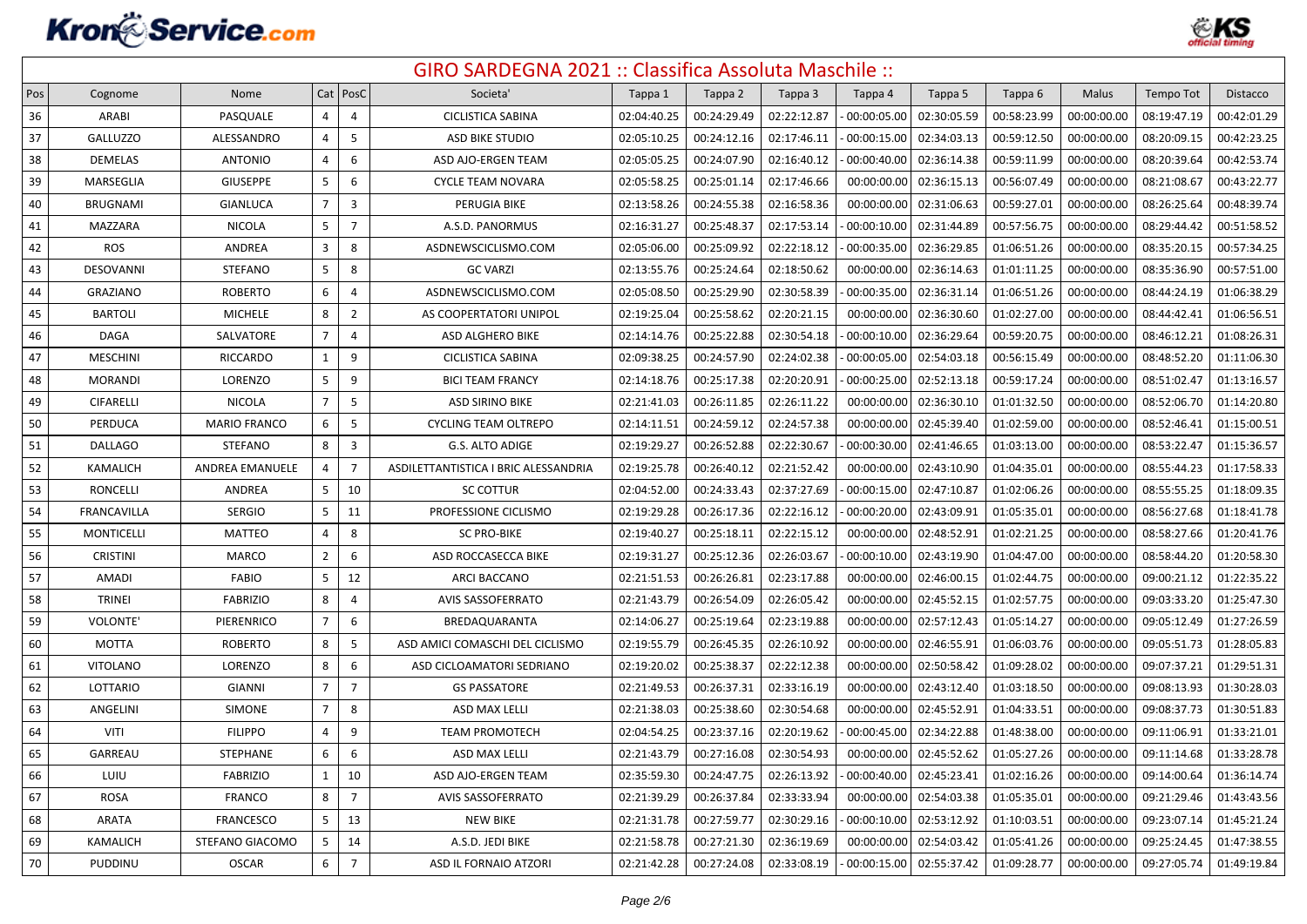# GIRO SARDEGNA 2021 :: Classifica Assoluta Maschile ::

| Pos | Cognome | Nome | Cat | PosC | Societa' | Tappa 1 | Tappa 2 | Tappa 3 | Tappa 4 | Tappa 5 | Tappa 6 | Malus | Tempo Tot | Distacco |
|---|---|---|---|---|---|---|---|---|---|---|---|---|---|---|
| 36 | ARABI | PASQUALE | 4 | 4 | CICLISTICA SABINA | 02:04:40.25 | 00:24:29.49 | 02:22:12.87 | - 00:00:05.00 | 02:30:05.59 | 00:58:23.99 | 00:00:00.00 | 08:19:47.19 | 00:42:01.29 |
| 37 | GALLUZZO | ALESSANDRO | 4 | 5 | ASD BIKE STUDIO | 02:05:10.25 | 00:24:12.16 | 02:17:46.11 | - 00:00:15.00 | 02:34:03.13 | 00:59:12.50 | 00:00:00.00 | 08:20:09.15 | 00:42:23.25 |
| 38 | DEMELAS | ANTONIO | 4 | 6 | ASD AJO-ERGEN TEAM | 02:05:05.25 | 00:24:07.90 | 02:16:40.12 | - 00:00:40.00 | 02:36:14.38 | 00:59:11.99 | 00:00:00.00 | 08:20:39.64 | 00:42:53.74 |
| 39 | MARSEGLIA | GIUSEPPE | 5 | 6 | CYCLE TEAM NOVARA | 02:05:58.25 | 00:25:01.14 | 02:17:46.66 | 00:00:00.00 | 02:36:15.13 | 00:56:07.49 | 00:00:00.00 | 08:21:08.67 | 00:43:22.77 |
| 40 | BRUGNAMI | GIANLUCA | 7 | 3 | PERUGIA BIKE | 02:13:58.26 | 00:24:55.38 | 02:16:58.36 | 00:00:00.00 | 02:31:06.63 | 00:59:27.01 | 00:00:00.00 | 08:26:25.64 | 00:48:39.74 |
| 41 | MAZZARA | NICOLA | 5 | 7 | A.S.D. PANORMUS | 02:16:31.27 | 00:25:48.37 | 02:17:53.14 | - 00:00:10.00 | 02:31:44.89 | 00:57:56.75 | 00:00:00.00 | 08:29:44.42 | 00:51:58.52 |
| 42 | ROS | ANDREA | 3 | 8 | ASDNEWSCICLISMO.COM | 02:05:06.00 | 00:25:09.92 | 02:22:18.12 | - 00:00:35.00 | 02:36:29.85 | 01:06:51.26 | 00:00:00.00 | 08:35:20.15 | 00:57:34.25 |
| 43 | DESOVANNI | STEFANO | 5 | 8 | GC VARZI | 02:13:55.76 | 00:25:24.64 | 02:18:50.62 | 00:00:00.00 | 02:36:14.63 | 01:01:11.25 | 00:00:00.00 | 08:35:36.90 | 00:57:51.00 |
| 44 | GRAZIANO | ROBERTO | 6 | 4 | ASDNEWSCICLISMO.COM | 02:05:08.50 | 00:25:29.90 | 02:30:58.39 | - 00:00:35.00 | 02:36:31.14 | 01:06:51.26 | 00:00:00.00 | 08:44:24.19 | 01:06:38.29 |
| 45 | BARTOLI | MICHELE | 8 | 2 | AS COOPERTATORI UNIPOL | 02:19:25.04 | 00:25:58.62 | 02:20:21.15 | 00:00:00.00 | 02:36:30.60 | 01:02:27.00 | 00:00:00.00 | 08:44:42.41 | 01:06:56.51 |
| 46 | DAGA | SALVATORE | 7 | 4 | ASD ALGHERO BIKE | 02:14:14.76 | 00:25:22.88 | 02:30:54.18 | - 00:00:10.00 | 02:36:29.64 | 00:59:20.75 | 00:00:00.00 | 08:46:12.21 | 01:08:26.31 |
| 47 | MESCHINI | RICCARDO | 1 | 9 | CICLISTICA SABINA | 02:09:38.25 | 00:24:57.90 | 02:24:02.38 | - 00:00:05.00 | 02:54:03.18 | 00:56:15.49 | 00:00:00.00 | 08:48:52.20 | 01:11:06.30 |
| 48 | MORANDI | LORENZO | 5 | 9 | BICI TEAM FRANCY | 02:14:18.76 | 00:25:17.38 | 02:20:20.91 | - 00:00:25.00 | 02:52:13.18 | 00:59:17.24 | 00:00:00.00 | 08:51:02.47 | 01:13:16.57 |
| 49 | CIFARELLI | NICOLA | 7 | 5 | ASD SIRINO BIKE | 02:21:41.03 | 00:26:11.85 | 02:26:11.22 | 00:00:00.00 | 02:36:30.10 | 01:01:32.50 | 00:00:00.00 | 08:52:06.70 | 01:14:20.80 |
| 50 | PERDUCA | MARIO FRANCO | 6 | 5 | CYCLING TEAM OLTREPO | 02:14:11.51 | 00:24:59.12 | 02:24:57.38 | 00:00:00.00 | 02:45:39.40 | 01:02:59.00 | 00:00:00.00 | 08:52:46.41 | 01:15:00.51 |
| 51 | DALLAGO | STEFANO | 8 | 3 | G.S. ALTO ADIGE | 02:19:29.27 | 00:26:52.88 | 02:22:30.67 | - 00:00:30.00 | 02:41:46.65 | 01:03:13.00 | 00:00:00.00 | 08:53:22.47 | 01:15:36.57 |
| 52 | KAMALICH | ANDREA EMANUELE | 4 | 7 | ASDILETTANTISTICA I BRIC ALESSANDRIA | 02:19:25.78 | 00:26:40.12 | 02:21:52.42 | 00:00:00.00 | 02:43:10.90 | 01:04:35.01 | 00:00:00.00 | 08:55:44.23 | 01:17:58.33 |
| 53 | RONCELLI | ANDREA | 5 | 10 | SC COTTUR | 02:04:52.00 | 00:24:33.43 | 02:37:27.69 | - 00:00:15.00 | 02:47:10.87 | 01:02:06.26 | 00:00:00.00 | 08:55:55.25 | 01:18:09.35 |
| 54 | FRANCAVILLA | SERGIO | 5 | 11 | PROFESSIONE CICLISMO | 02:19:29.28 | 00:26:17.36 | 02:22:16.12 | - 00:00:20.00 | 02:43:09.91 | 01:05:35.01 | 00:00:00.00 | 08:56:27.68 | 01:18:41.78 |
| 55 | MONTICELLI | MATTEO | 4 | 8 | SC PRO-BIKE | 02:19:40.27 | 00:25:18.11 | 02:22:15.12 | 00:00:00.00 | 02:48:52.91 | 01:02:21.25 | 00:00:00.00 | 08:58:27.66 | 01:20:41.76 |
| 56 | CRISTINI | MARCO | 2 | 6 | ASD ROCCASECCA BIKE | 02:19:31.27 | 00:25:12.36 | 02:26:03.67 | - 00:00:10.00 | 02:43:19.90 | 01:04:47.00 | 00:00:00.00 | 08:58:44.20 | 01:20:58.30 |
| 57 | AMADI | FABIO | 5 | 12 | ARCI BACCANO | 02:21:51.53 | 00:26:26.81 | 02:23:17.88 | 00:00:00.00 | 02:46:00.15 | 01:02:44.75 | 00:00:00.00 | 09:00:21.12 | 01:22:35.22 |
| 58 | TRINEI | FABRIZIO | 8 | 4 | AVIS SASSOFERRATO | 02:21:43.79 | 00:26:54.09 | 02:26:05.42 | 00:00:00.00 | 02:45:52.15 | 01:02:57.75 | 00:00:00.00 | 09:03:33.20 | 01:25:47.30 |
| 59 | VOLONTE' | PIERENRICO | 7 | 6 | BREDAQUARANTA | 02:14:06.27 | 00:25:19.64 | 02:23:19.88 | 00:00:00.00 | 02:57:12.43 | 01:05:14.27 | 00:00:00.00 | 09:05:12.49 | 01:27:26.59 |
| 60 | MOTTA | ROBERTO | 8 | 5 | ASD AMICI COMASCHI DEL CICLISMO | 02:19:55.79 | 00:26:45.35 | 02:26:10.92 | 00:00:00.00 | 02:46:55.91 | 01:06:03.76 | 00:00:00.00 | 09:05:51.73 | 01:28:05.83 |
| 61 | VITOLANO | LORENZO | 8 | 6 | ASD CICLOAMATORI SEDRIANO | 02:19:20.02 | 00:25:38.37 | 02:22:12.38 | 00:00:00.00 | 02:50:58.42 | 01:09:28.02 | 00:00:00.00 | 09:07:37.21 | 01:29:51.31 |
| 62 | LOTTARIO | GIANNI | 7 | 7 | GS PASSATORE | 02:21:49.53 | 00:26:37.31 | 02:33:16.19 | 00:00:00.00 | 02:43:12.40 | 01:03:18.50 | 00:00:00.00 | 09:08:13.93 | 01:30:28.03 |
| 63 | ANGELINI | SIMONE | 7 | 8 | ASD MAX LELLI | 02:21:38.03 | 00:25:38.60 | 02:30:54.68 | 00:00:00.00 | 02:45:52.91 | 01:04:33.51 | 00:00:00.00 | 09:08:37.73 | 01:30:51.83 |
| 64 | VITI | FILIPPO | 4 | 9 | TEAM PROMOTECH | 02:04:54.25 | 00:23:37.16 | 02:20:19.62 | - 00:00:45.00 | 02:34:22.88 | 01:48:38.00 | 00:00:00.00 | 09:11:06.91 | 01:33:21.01 |
| 65 | GARREAU | STEPHANE | 6 | 6 | ASD MAX LELLI | 02:21:43.79 | 00:27:16.08 | 02:30:54.93 | 00:00:00.00 | 02:45:52.62 | 01:05:27.26 | 00:00:00.00 | 09:11:14.68 | 01:33:28.78 |
| 66 | LUIU | FABRIZIO | 1 | 10 | ASD AJO-ERGEN TEAM | 02:35:59.30 | 00:24:47.75 | 02:26:13.92 | - 00:00:40.00 | 02:45:23.41 | 01:02:16.26 | 00:00:00.00 | 09:14:00.64 | 01:36:14.74 |
| 67 | ROSA | FRANCO | 8 | 7 | AVIS SASSOFERRATO | 02:21:39.29 | 00:26:37.84 | 02:33:33.94 | 00:00:00.00 | 02:54:03.38 | 01:05:35.01 | 00:00:00.00 | 09:21:29.46 | 01:43:43.56 |
| 68 | ARATA | FRANCESCO | 5 | 13 | NEW BIKE | 02:21:31.78 | 00:27:59.77 | 02:30:29.16 | - 00:00:10.00 | 02:53:12.92 | 01:10:03.51 | 00:00:00.00 | 09:23:07.14 | 01:45:21.24 |
| 69 | KAMALICH | STEFANO GIACOMO | 5 | 14 | A.S.D. JEDI BIKE | 02:21:58.78 | 00:27:21.30 | 02:36:19.69 | 00:00:00.00 | 02:54:03.42 | 01:05:41.26 | 00:00:00.00 | 09:25:24.45 | 01:47:38.55 |
| 70 | PUDDINU | OSCAR | 6 | 7 | ASD IL FORNAIO ATZORI | 02:21:42.28 | 00:27:24.08 | 02:33:08.19 | - 00:00:15.00 | 02:55:37.42 | 01:09:28.77 | 00:00:00.00 | 09:27:05.74 | 01:49:19.84 |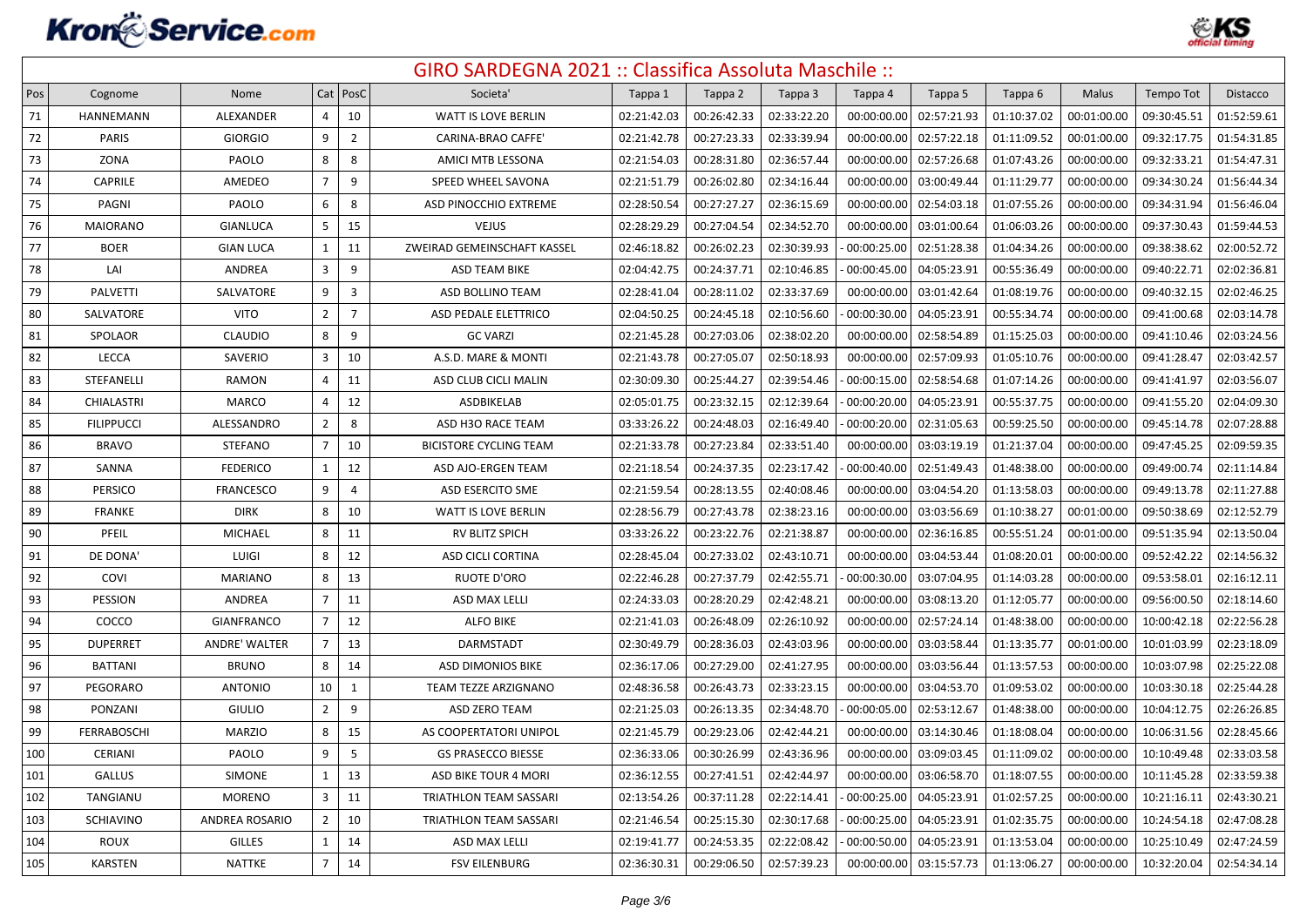# GIRO SARDEGNA 2021 :: Classifica Assoluta Maschile ::

| Pos | Cognome | Nome | Cat | PosC | Societa' | Tappa 1 | Tappa 2 | Tappa 3 | Tappa 4 | Tappa 5 | Tappa 6 | Malus | Tempo Tot | Distacco |
|---|---|---|---|---|---|---|---|---|---|---|---|---|---|---|
| 71 | HANNEMANN | ALEXANDER | 4 | 10 | WATT IS LOVE BERLIN | 02:21:42.03 | 00:26:42.33 | 02:33:22.20 | 00:00:00.00 | 02:57:21.93 | 01:10:37.02 | 00:01:00.00 | 09:30:45.51 | 01:52:59.61 |
| 72 | PARIS | GIORGIO | 9 | 2 | CARINA-BRAO CAFFE' | 02:21:42.78 | 00:27:23.33 | 02:33:39.94 | 00:00:00.00 | 02:57:22.18 | 01:11:09.52 | 00:01:00.00 | 09:32:17.75 | 01:54:31.85 |
| 73 | ZONA | PAOLO | 8 | 8 | AMICI MTB LESSONA | 02:21:54.03 | 00:28:31.80 | 02:36:57.44 | 00:00:00.00 | 02:57:26.68 | 01:07:43.26 | 00:00:00.00 | 09:32:33.21 | 01:54:47.31 |
| 74 | CAPRILE | AMEDEO | 7 | 9 | SPEED WHEEL SAVONA | 02:21:51.79 | 00:26:02.80 | 02:34:16.44 | 00:00:00.00 | 03:00:49.44 | 01:11:29.77 | 00:00:00.00 | 09:34:30.24 | 01:56:44.34 |
| 75 | PAGNI | PAOLO | 6 | 8 | ASD PINOCCHIO EXTREME | 02:28:50.54 | 00:27:27.27 | 02:36:15.69 | 00:00:00.00 | 02:54:03.18 | 01:07:55.26 | 00:00:00.00 | 09:34:31.94 | 01:56:46.04 |
| 76 | MAIORANO | GIANLUCA | 5 | 15 | VEJUS | 02:28:29.29 | 00:27:04.54 | 02:34:52.70 | 00:00:00.00 | 03:01:00.64 | 01:06:03.26 | 00:00:00.00 | 09:37:30.43 | 01:59:44.53 |
| 77 | BOER | GIAN LUCA | 1 | 11 | ZWEIRAD GEMEINSCHAFT KASSEL | 02:46:18.82 | 00:26:02.23 | 02:30:39.93 | - 00:00:25.00 | 02:51:28.38 | 01:04:34.26 | 00:00:00.00 | 09:38:38.62 | 02:00:52.72 |
| 78 | LAI | ANDREA | 3 | 9 | ASD TEAM BIKE | 02:04:42.75 | 00:24:37.71 | 02:10:46.85 | - 00:00:45.00 | 04:05:23.91 | 00:55:36.49 | 00:00:00.00 | 09:40:22.71 | 02:02:36.81 |
| 79 | PALVETTI | SALVATORE | 9 | 3 | ASD BOLLINO TEAM | 02:28:41.04 | 00:28:11.02 | 02:33:37.69 | 00:00:00.00 | 03:01:42.64 | 01:08:19.76 | 00:00:00.00 | 09:40:32.15 | 02:02:46.25 |
| 80 | SALVATORE | VITO | 2 | 7 | ASD PEDALE ELETTRICO | 02:04:50.25 | 00:24:45.18 | 02:10:56.60 | - 00:00:30.00 | 04:05:23.91 | 00:55:34.74 | 00:00:00.00 | 09:41:00.68 | 02:03:14.78 |
| 81 | SPOLAOR | CLAUDIO | 8 | 9 | GC VARZI | 02:21:45.28 | 00:27:03.06 | 02:38:02.20 | 00:00:00.00 | 02:58:54.89 | 01:15:25.03 | 00:00:00.00 | 09:41:10.46 | 02:03:24.56 |
| 82 | LECCA | SAVERIO | 3 | 10 | A.S.D. MARE & MONTI | 02:21:43.78 | 00:27:05.07 | 02:50:18.93 | 00:00:00.00 | 02:57:09.93 | 01:05:10.76 | 00:00:00.00 | 09:41:28.47 | 02:03:42.57 |
| 83 | STEFANELLI | RAMON | 4 | 11 | ASD CLUB CICLI MALIN | 02:30:09.30 | 00:25:44.27 | 02:39:54.46 | - 00:00:15.00 | 02:58:54.68 | 01:07:14.26 | 00:00:00.00 | 09:41:41.97 | 02:03:56.07 |
| 84 | CHIALASTRI | MARCO | 4 | 12 | ASDBIKELAB | 02:05:01.75 | 00:23:32.15 | 02:12:39.64 | - 00:00:20.00 | 04:05:23.91 | 00:55:37.75 | 00:00:00.00 | 09:41:55.20 | 02:04:09.30 |
| 85 | FILIPPUCCI | ALESSANDRO | 2 | 8 | ASD H3O RACE TEAM | 03:33:26.22 | 00:24:48.03 | 02:16:49.40 | - 00:00:20.00 | 02:31:05.63 | 00:59:25.50 | 00:00:00.00 | 09:45:14.78 | 02:07:28.88 |
| 86 | BRAVO | STEFANO | 7 | 10 | BICISTORE CYCLING TEAM | 02:21:33.78 | 00:27:23.84 | 02:33:51.40 | 00:00:00.00 | 03:03:19.19 | 01:21:37.04 | 00:00:00.00 | 09:47:45.25 | 02:09:59.35 |
| 87 | SANNA | FEDERICO | 1 | 12 | ASD AJO-ERGEN TEAM | 02:21:18.54 | 00:24:37.35 | 02:23:17.42 | - 00:00:40.00 | 02:51:49.43 | 01:48:38.00 | 00:00:00.00 | 09:49:00.74 | 02:11:14.84 |
| 88 | PERSICO | FRANCESCO | 9 | 4 | ASD ESERCITO SME | 02:21:59.54 | 00:28:13.55 | 02:40:08.46 | 00:00:00.00 | 03:04:54.20 | 01:13:58.03 | 00:00:00.00 | 09:49:13.78 | 02:11:27.88 |
| 89 | FRANKE | DIRK | 8 | 10 | WATT IS LOVE BERLIN | 02:28:56.79 | 00:27:43.78 | 02:38:23.16 | 00:00:00.00 | 03:03:56.69 | 01:10:38.27 | 00:01:00.00 | 09:50:38.69 | 02:12:52.79 |
| 90 | PFEIL | MICHAEL | 8 | 11 | RV BLITZ SPICH | 03:33:26.22 | 00:23:22.76 | 02:21:38.87 | 00:00:00.00 | 02:36:16.85 | 00:55:51.24 | 00:01:00.00 | 09:51:35.94 | 02:13:50.04 |
| 91 | DE DONA' | LUIGI | 8 | 12 | ASD CICLI CORTINA | 02:28:45.04 | 00:27:33.02 | 02:43:10.71 | 00:00:00.00 | 03:04:53.44 | 01:08:20.01 | 00:00:00.00 | 09:52:42.22 | 02:14:56.32 |
| 92 | COVI | MARIANO | 8 | 13 | RUOTE D'ORO | 02:22:46.28 | 00:27:37.79 | 02:42:55.71 | - 00:00:30.00 | 03:07:04.95 | 01:14:03.28 | 00:00:00.00 | 09:53:58.01 | 02:16:12.11 |
| 93 | PESSION | ANDREA | 7 | 11 | ASD MAX LELLI | 02:24:33.03 | 00:28:20.29 | 02:42:48.21 | 00:00:00.00 | 03:08:13.20 | 01:12:05.77 | 00:00:00.00 | 09:56:00.50 | 02:18:14.60 |
| 94 | COCCO | GIANFRANCO | 7 | 12 | ALFO BIKE | 02:21:41.03 | 00:26:48.09 | 02:26:10.92 | 00:00:00.00 | 02:57:24.14 | 01:48:38.00 | 00:00:00.00 | 10:00:42.18 | 02:22:56.28 |
| 95 | DUPERRET | ANDRE' WALTER | 7 | 13 | DARMSTADT | 02:30:49.79 | 00:28:36.03 | 02:43:03.96 | 00:00:00.00 | 03:03:58.44 | 01:13:35.77 | 00:01:00.00 | 10:01:03.99 | 02:23:18.09 |
| 96 | BATTANI | BRUNO | 8 | 14 | ASD DIMONIOS BIKE | 02:36:17.06 | 00:27:29.00 | 02:41:27.95 | 00:00:00.00 | 03:03:56.44 | 01:13:57.53 | 00:00:00.00 | 10:03:07.98 | 02:25:22.08 |
| 97 | PEGORARO | ANTONIO | 10 | 1 | TEAM TEZZE ARZIGNANO | 02:48:36.58 | 00:26:43.73 | 02:33:23.15 | 00:00:00.00 | 03:04:53.70 | 01:09:53.02 | 00:00:00.00 | 10:03:30.18 | 02:25:44.28 |
| 98 | PONZANI | GIULIO | 2 | 9 | ASD ZERO TEAM | 02:21:25.03 | 00:26:13.35 | 02:34:48.70 | - 00:00:05.00 | 02:53:12.67 | 01:48:38.00 | 00:00:00.00 | 10:04:12.75 | 02:26:26.85 |
| 99 | FERRABOSCHI | MARZIO | 8 | 15 | AS COOPERTATORI UNIPOL | 02:21:45.79 | 00:29:23.06 | 02:42:44.21 | 00:00:00.00 | 03:14:30.46 | 01:18:08.04 | 00:00:00.00 | 10:06:31.56 | 02:28:45.66 |
| 100 | CERIANI | PAOLO | 9 | 5 | GS PRASECCO BIESSE | 02:36:33.06 | 00:30:26.99 | 02:43:36.96 | 00:00:00.00 | 03:09:03.45 | 01:11:09.02 | 00:00:00.00 | 10:10:49.48 | 02:33:03.58 |
| 101 | GALLUS | SIMONE | 1 | 13 | ASD BIKE TOUR 4 MORI | 02:36:12.55 | 00:27:41.51 | 02:42:44.97 | 00:00:00.00 | 03:06:58.70 | 01:18:07.55 | 00:00:00.00 | 10:11:45.28 | 02:33:59.38 |
| 102 | TANGIANU | MORENO | 3 | 11 | TRIATHLON TEAM SASSARI | 02:13:54.26 | 00:37:11.28 | 02:22:14.41 | - 00:00:25.00 | 04:05:23.91 | 01:02:57.25 | 00:00:00.00 | 10:21:16.11 | 02:43:30.21 |
| 103 | SCHIAVINO | ANDREA ROSARIO | 2 | 10 | TRIATHLON TEAM SASSARI | 02:21:46.54 | 00:25:15.30 | 02:30:17.68 | - 00:00:25.00 | 04:05:23.91 | 01:02:35.75 | 00:00:00.00 | 10:24:54.18 | 02:47:08.28 |
| 104 | ROUX | GILLES | 1 | 14 | ASD MAX LELLI | 02:19:41.77 | 00:24:53.35 | 02:22:08.42 | - 00:00:50.00 | 04:05:23.91 | 01:13:53.04 | 00:00:00.00 | 10:25:10.49 | 02:47:24.59 |
| 105 | KARSTEN | NATTKE | 7 | 14 | FSV EILENBURG | 02:36:30.31 | 00:29:06.50 | 02:57:39.23 | 00:00:00.00 | 03:15:57.73 | 01:13:06.27 | 00:00:00.00 | 10:32:20.04 | 02:54:34.14 |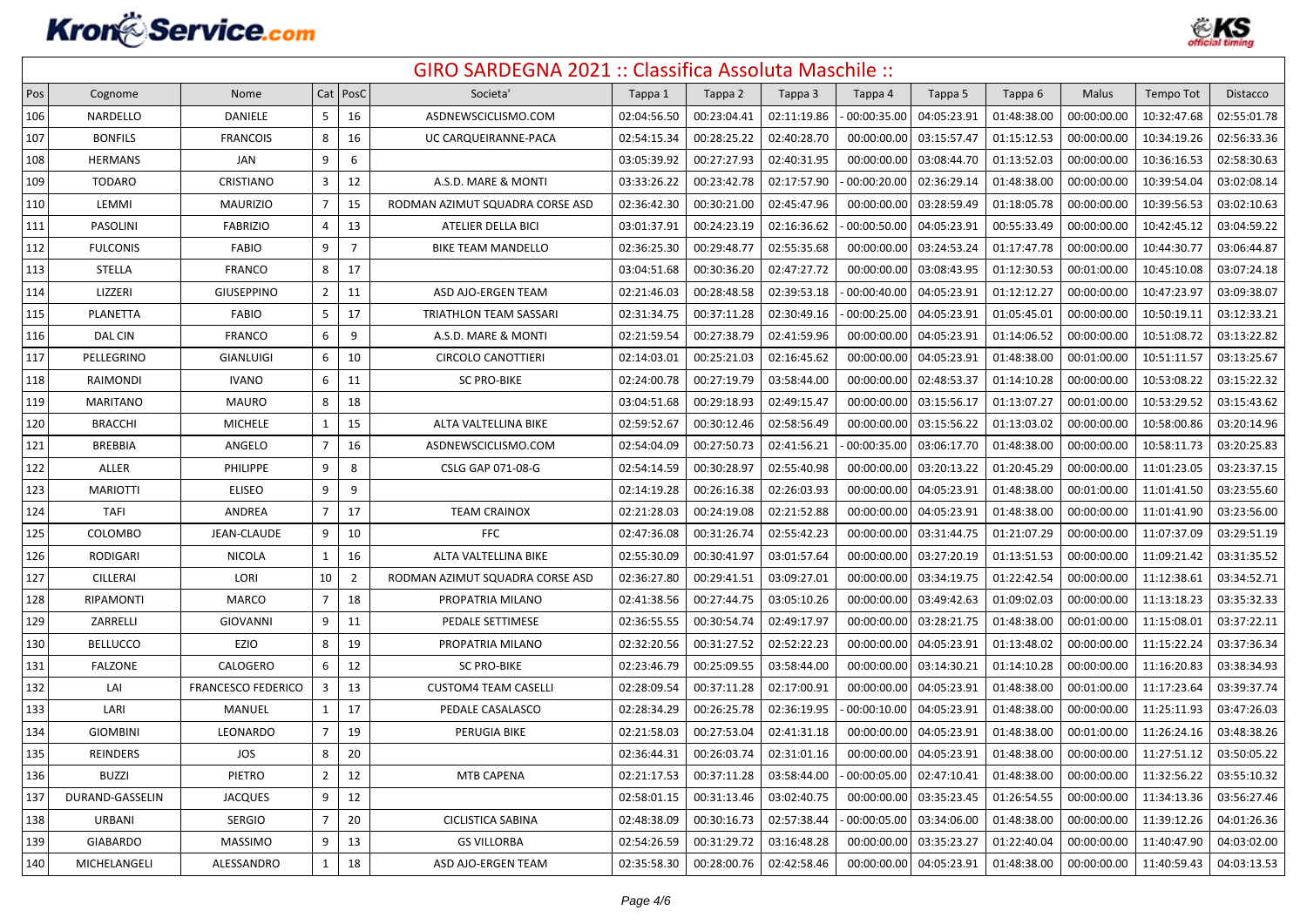# GIRO SARDEGNA 2021 :: Classifica Assoluta Maschile ::

| Pos | Cognome | Nome | Cat | PosC | Societa' | Tappa 1 | Tappa 2 | Tappa 3 | Tappa 4 | Tappa 5 | Tappa 6 | Malus | Tempo Tot | Distacco |
|---|---|---|---|---|---|---|---|---|---|---|---|---|---|---|
| 106 | NARDELLO | DANIELE | 5 | 16 | ASDNEWSCICLISMO.COM | 02:04:56.50 | 00:23:04.41 | 02:11:19.86 | - 00:00:35.00 | 04:05:23.91 | 01:48:38.00 | 00:00:00.00 | 10:32:47.68 | 02:55:01.78 |
| 107 | BONFILS | FRANCOIS | 8 | 16 | UC CARQUEIRANNE-PACA | 02:54:15.34 | 00:28:25.22 | 02:40:28.70 | 00:00:00.00 | 03:15:57.47 | 01:15:12.53 | 00:00:00.00 | 10:34:19.26 | 02:56:33.36 |
| 108 | HERMANS | JAN | 9 | 6 | | 03:05:39.92 | 00:27:27.93 | 02:40:31.95 | 00:00:00.00 | 03:08:44.70 | 01:13:52.03 | 00:00:00.00 | 10:36:16.53 | 02:58:30.63 |
| 109 | TODARO | CRISTIANO | 3 | 12 | A.S.D. MARE & MONTI | 03:33:26.22 | 00:23:42.78 | 02:17:57.90 | - 00:00:20.00 | 02:36:29.14 | 01:48:38.00 | 00:00:00.00 | 10:39:54.04 | 03:02:08.14 |
| 110 | LEMMI | MAURIZIO | 7 | 15 | RODMAN AZIMUT SQUADRA CORSE ASD | 02:36:42.30 | 00:30:21.00 | 02:45:47.96 | 00:00:00.00 | 03:28:59.49 | 01:18:05.78 | 00:00:00.00 | 10:39:56.53 | 03:02:10.63 |
| 111 | PASOLINI | FABRIZIO | 4 | 13 | ATELIER DELLA BICI | 03:01:37.91 | 00:24:23.19 | 02:16:36.62 | - 00:00:50.00 | 04:05:23.91 | 00:55:33.49 | 00:00:00.00 | 10:42:45.12 | 03:04:59.22 |
| 112 | FULCONIS | FABIO | 9 | 7 | BIKE TEAM MANDELLO | 02:36:25.30 | 00:29:48.77 | 02:55:35.68 | 00:00:00.00 | 03:24:53.24 | 01:17:47.78 | 00:00:00.00 | 10:44:30.77 | 03:06:44.87 |
| 113 | STELLA | FRANCO | 8 | 17 | | 03:04:51.68 | 00:30:36.20 | 02:47:27.72 | 00:00:00.00 | 03:08:43.95 | 01:12:30.53 | 00:01:00.00 | 10:45:10.08 | 03:07:24.18 |
| 114 | LIZZERI | GIUSEPPINO | 2 | 11 | ASD AJO-ERGEN TEAM | 02:21:46.03 | 00:28:48.58 | 02:39:53.18 | - 00:00:40.00 | 04:05:23.91 | 01:12:12.27 | 00:00:00.00 | 10:47:23.97 | 03:09:38.07 |
| 115 | PLANETTA | FABIO | 5 | 17 | TRIATHLON TEAM SASSARI | 02:31:34.75 | 00:37:11.28 | 02:30:49.16 | - 00:00:25.00 | 04:05:23.91 | 01:05:45.01 | 00:00:00.00 | 10:50:19.11 | 03:12:33.21 |
| 116 | DAL CIN | FRANCO | 6 | 9 | A.S.D. MARE & MONTI | 02:21:59.54 | 00:27:38.79 | 02:41:59.96 | 00:00:00.00 | 04:05:23.91 | 01:14:06.52 | 00:00:00.00 | 10:51:08.72 | 03:13:22.82 |
| 117 | PELLEGRINO | GIANLUIGI | 6 | 10 | CIRCOLO CANOTTIERI | 02:14:03.01 | 00:25:21.03 | 02:16:45.62 | 00:00:00.00 | 04:05:23.91 | 01:48:38.00 | 00:01:00.00 | 10:51:11.57 | 03:13:25.67 |
| 118 | RAIMONDI | IVANO | 6 | 11 | SC PRO-BIKE | 02:24:00.78 | 00:27:19.79 | 03:58:44.00 | 00:00:00.00 | 02:48:53.37 | 01:14:10.28 | 00:00:00.00 | 10:53:08.22 | 03:15:22.32 |
| 119 | MARITANO | MAURO | 8 | 18 | | 03:04:51.68 | 00:29:18.93 | 02:49:15.47 | 00:00:00.00 | 03:15:56.17 | 01:13:07.27 | 00:01:00.00 | 10:53:29.52 | 03:15:43.62 |
| 120 | BRACCHI | MICHELE | 1 | 15 | ALTA VALTELLINA BIKE | 02:59:52.67 | 00:30:12.46 | 02:58:56.49 | 00:00:00.00 | 03:15:56.22 | 01:13:03.02 | 00:00:00.00 | 10:58:00.86 | 03:20:14.96 |
| 121 | BREBBIA | ANGELO | 7 | 16 | ASDNEWSCICLISMO.COM | 02:54:04.09 | 00:27:50.73 | 02:41:56.21 | - 00:00:35.00 | 03:06:17.70 | 01:48:38.00 | 00:00:00.00 | 10:58:11.73 | 03:20:25.83 |
| 122 | ALLER | PHILIPPE | 9 | 8 | CSLG GAP 071-08-G | 02:54:14.59 | 00:30:28.97 | 02:55:40.98 | 00:00:00.00 | 03:20:13.22 | 01:20:45.29 | 00:00:00.00 | 11:01:23.05 | 03:23:37.15 |
| 123 | MARIOTTI | ELISEO | 9 | 9 | | 02:14:19.28 | 00:26:16.38 | 02:26:03.93 | 00:00:00.00 | 04:05:23.91 | 01:48:38.00 | 00:01:00.00 | 11:01:41.50 | 03:23:55.60 |
| 124 | TAFI | ANDREA | 7 | 17 | TEAM CRAINOX | 02:21:28.03 | 00:24:19.08 | 02:21:52.88 | 00:00:00.00 | 04:05:23.91 | 01:48:38.00 | 00:00:00.00 | 11:01:41.90 | 03:23:56.00 |
| 125 | COLOMBO | JEAN-CLAUDE | 9 | 10 | FFC | 02:47:36.08 | 00:31:26.74 | 02:55:42.23 | 00:00:00.00 | 03:31:44.75 | 01:21:07.29 | 00:00:00.00 | 11:07:37.09 | 03:29:51.19 |
| 126 | RODIGARI | NICOLA | 1 | 16 | ALTA VALTELLINA BIKE | 02:55:30.09 | 00:30:41.97 | 03:01:57.64 | 00:00:00.00 | 03:27:20.19 | 01:13:51.53 | 00:00:00.00 | 11:09:21.42 | 03:31:35.52 |
| 127 | CILLERAI | LORI | 10 | 2 | RODMAN AZIMUT SQUADRA CORSE ASD | 02:36:27.80 | 00:29:41.51 | 03:09:27.01 | 00:00:00.00 | 03:34:19.75 | 01:22:42.54 | 00:00:00.00 | 11:12:38.61 | 03:34:52.71 |
| 128 | RIPAMONTI | MARCO | 7 | 18 | PROPATRIA MILANO | 02:41:38.56 | 00:27:44.75 | 03:05:10.26 | 00:00:00.00 | 03:49:42.63 | 01:09:02.03 | 00:00:00.00 | 11:13:18.23 | 03:35:32.33 |
| 129 | ZARRELLI | GIOVANNI | 9 | 11 | PEDALE SETTIMESE | 02:36:55.55 | 00:30:54.74 | 02:49:17.97 | 00:00:00.00 | 03:28:21.75 | 01:48:38.00 | 00:01:00.00 | 11:15:08.01 | 03:37:22.11 |
| 130 | BELLUCCO | EZIO | 8 | 19 | PROPATRIA MILANO | 02:32:20.56 | 00:31:27.52 | 02:52:22.23 | 00:00:00.00 | 04:05:23.91 | 01:13:48.02 | 00:00:00.00 | 11:15:22.24 | 03:37:36.34 |
| 131 | FALZONE | CALOGERO | 6 | 12 | SC PRO-BIKE | 02:23:46.79 | 00:25:09.55 | 03:58:44.00 | 00:00:00.00 | 03:14:30.21 | 01:14:10.28 | 00:00:00.00 | 11:16:20.83 | 03:38:34.93 |
| 132 | LAI | FRANCESCO FEDERICO | 3 | 13 | CUSTOM4 TEAM CASELLI | 02:28:09.54 | 00:37:11.28 | 02:17:00.91 | 00:00:00.00 | 04:05:23.91 | 01:48:38.00 | 00:01:00.00 | 11:17:23.64 | 03:39:37.74 |
| 133 | LARI | MANUEL | 1 | 17 | PEDALE CASALASCO | 02:28:34.29 | 00:26:25.78 | 02:36:19.95 | - 00:00:10.00 | 04:05:23.91 | 01:48:38.00 | 00:00:00.00 | 11:25:11.93 | 03:47:26.03 |
| 134 | GIOMBINI | LEONARDO | 7 | 19 | PERUGIA BIKE | 02:21:58.03 | 00:27:53.04 | 02:41:31.18 | 00:00:00.00 | 04:05:23.91 | 01:48:38.00 | 00:01:00.00 | 11:26:24.16 | 03:48:38.26 |
| 135 | REINDERS | JOS | 8 | 20 | | 02:36:44.31 | 00:26:03.74 | 02:31:01.16 | 00:00:00.00 | 04:05:23.91 | 01:48:38.00 | 00:00:00.00 | 11:27:51.12 | 03:50:05.22 |
| 136 | BUZZI | PIETRO | 2 | 12 | MTB CAPENA | 02:21:17.53 | 00:37:11.28 | 03:58:44.00 | - 00:00:05.00 | 02:47:10.41 | 01:48:38.00 | 00:00:00.00 | 11:32:56.22 | 03:55:10.32 |
| 137 | DURAND-GASSELIN | JACQUES | 9 | 12 | | 02:58:01.15 | 00:31:13.46 | 03:02:40.75 | 00:00:00.00 | 03:35:23.45 | 01:26:54.55 | 00:00:00.00 | 11:34:13.36 | 03:56:27.46 |
| 138 | URBANI | SERGIO | 7 | 20 | CICLISTICA SABINA | 02:48:38.09 | 00:30:16.73 | 02:57:38.44 | - 00:00:05.00 | 03:34:06.00 | 01:48:38.00 | 00:00:00.00 | 11:39:12.26 | 04:01:26.36 |
| 139 | GIABARDO | MASSIMO | 9 | 13 | GS VILLORBA | 02:54:26.59 | 00:31:29.72 | 03:16:48.28 | 00:00:00.00 | 03:35:23.27 | 01:22:40.04 | 00:00:00.00 | 11:40:47.90 | 04:03:02.00 |
| 140 | MICHELANGELI | ALESSANDRO | 1 | 18 | ASD AJO-ERGEN TEAM | 02:35:58.30 | 00:28:00.76 | 02:42:58.46 | 00:00:00.00 | 04:05:23.91 | 01:48:38.00 | 00:00:00.00 | 11:40:59.43 | 04:03:13.53 |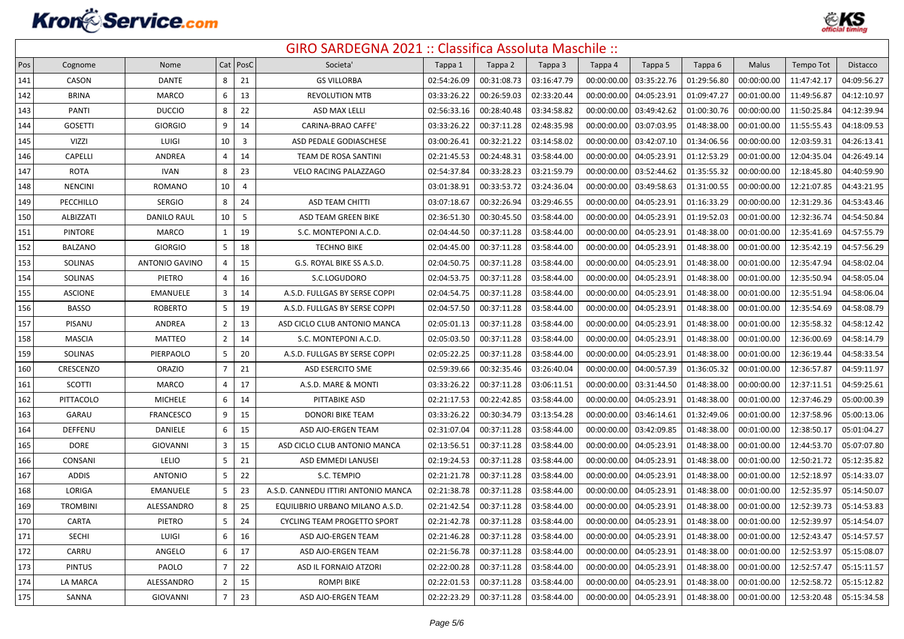# GIRO SARDEGNA 2021 :: Classifica Assoluta Maschile ::

| Pos | Cognome | Nome | Cat | PosC | Societa' | Tappa 1 | Tappa 2 | Tappa 3 | Tappa 4 | Tappa 5 | Tappa 6 | Malus | Tempo Tot | Distacco |
|---|---|---|---|---|---|---|---|---|---|---|---|---|---|---|
| 141 | CASON | DANTE | 8 | 21 | GS VILLORBA | 02:54:26.09 | 00:31:08.73 | 03:16:47.79 | 00:00:00.00 | 03:35:22.76 | 01:29:56.80 | 00:00:00.00 | 11:47:42.17 | 04:09:56.27 |
| 142 | BRINA | MARCO | 6 | 13 | REVOLUTION MTB | 03:33:26.22 | 00:26:59.03 | 02:33:20.44 | 00:00:00.00 | 04:05:23.91 | 01:09:47.27 | 00:01:00.00 | 11:49:56.87 | 04:12:10.97 |
| 143 | PANTI | DUCCIO | 8 | 22 | ASD MAX LELLI | 02:56:33.16 | 00:28:40.48 | 03:34:58.82 | 00:00:00.00 | 03:49:42.62 | 01:00:30.76 | 00:00:00.00 | 11:50:25.84 | 04:12:39.94 |
| 144 | GOSETTI | GIORGIO | 9 | 14 | CARINA-BRAO CAFFE' | 03:33:26.22 | 00:37:11.28 | 02:48:35.98 | 00:00:00.00 | 03:07:03.95 | 01:48:38.00 | 00:01:00.00 | 11:55:55.43 | 04:18:09.53 |
| 145 | VIZZI | LUIGI | 10 | 3 | ASD PEDALE GODIASCHESE | 03:00:26.41 | 00:32:21.22 | 03:14:58.02 | 00:00:00.00 | 03:42:07.10 | 01:34:06.56 | 00:00:00.00 | 12:03:59.31 | 04:26:13.41 |
| 146 | CAPELLI | ANDREA | 4 | 14 | TEAM DE ROSA SANTINI | 02:21:45.53 | 00:24:48.31 | 03:58:44.00 | 00:00:00.00 | 04:05:23.91 | 01:12:53.29 | 00:01:00.00 | 12:04:35.04 | 04:26:49.14 |
| 147 | ROTA | IVAN | 8 | 23 | VELO RACING PALAZZAGO | 02:54:37.84 | 00:33:28.23 | 03:21:59.79 | 00:00:00.00 | 03:52:44.62 | 01:35:55.32 | 00:00:00.00 | 12:18:45.80 | 04:40:59.90 |
| 148 | NENCINI | ROMANO | 10 | 4 | | 03:01:38.91 | 00:33:53.72 | 03:24:36.04 | 00:00:00.00 | 03:49:58.63 | 01:31:00.55 | 00:00:00.00 | 12:21:07.85 | 04:43:21.95 |
| 149 | PECCHILLO | SERGIO | 8 | 24 | ASD TEAM CHITTI | 03:07:18.67 | 00:32:26.94 | 03:29:46.55 | 00:00:00.00 | 04:05:23.91 | 01:16:33.29 | 00:00:00.00 | 12:31:29.36 | 04:53:43.46 |
| 150 | ALBIZZATI | DANILO RAUL | 10 | 5 | ASD TEAM GREEN BIKE | 02:36:51.30 | 00:30:45.50 | 03:58:44.00 | 00:00:00.00 | 04:05:23.91 | 01:19:52.03 | 00:01:00.00 | 12:32:36.74 | 04:54:50.84 |
| 151 | PINTORE | MARCO | 1 | 19 | S.C. MONTEPONI A.C.D. | 02:04:44.50 | 00:37:11.28 | 03:58:44.00 | 00:00:00.00 | 04:05:23.91 | 01:48:38.00 | 00:01:00.00 | 12:35:41.69 | 04:57:55.79 |
| 152 | BALZANO | GIORGIO | 5 | 18 | TECHNO BIKE | 02:04:45.00 | 00:37:11.28 | 03:58:44.00 | 00:00:00.00 | 04:05:23.91 | 01:48:38.00 | 00:01:00.00 | 12:35:42.19 | 04:57:56.29 |
| 153 | SOLINAS | ANTONIO GAVINO | 4 | 15 | G.S. ROYAL BIKE SS A.S.D. | 02:04:50.75 | 00:37:11.28 | 03:58:44.00 | 00:00:00.00 | 04:05:23.91 | 01:48:38.00 | 00:01:00.00 | 12:35:47.94 | 04:58:02.04 |
| 154 | SOLINAS | PIETRO | 4 | 16 | S.C.LOGUDORO | 02:04:53.75 | 00:37:11.28 | 03:58:44.00 | 00:00:00.00 | 04:05:23.91 | 01:48:38.00 | 00:01:00.00 | 12:35:50.94 | 04:58:05.04 |
| 155 | ASCIONE | EMANUELE | 3 | 14 | A.S.D. FULLGAS BY SERSE COPPI | 02:04:54.75 | 00:37:11.28 | 03:58:44.00 | 00:00:00.00 | 04:05:23.91 | 01:48:38.00 | 00:01:00.00 | 12:35:51.94 | 04:58:06.04 |
| 156 | BASSO | ROBERTO | 5 | 19 | A.S.D. FULLGAS BY SERSE COPPI | 02:04:57.50 | 00:37:11.28 | 03:58:44.00 | 00:00:00.00 | 04:05:23.91 | 01:48:38.00 | 00:01:00.00 | 12:35:54.69 | 04:58:08.79 |
| 157 | PISANU | ANDREA | 2 | 13 | ASD CICLO CLUB ANTONIO MANCA | 02:05:01.13 | 00:37:11.28 | 03:58:44.00 | 00:00:00.00 | 04:05:23.91 | 01:48:38.00 | 00:01:00.00 | 12:35:58.32 | 04:58:12.42 |
| 158 | MASCIA | MATTEO | 2 | 14 | S.C. MONTEPONI A.C.D. | 02:05:03.50 | 00:37:11.28 | 03:58:44.00 | 00:00:00.00 | 04:05:23.91 | 01:48:38.00 | 00:01:00.00 | 12:36:00.69 | 04:58:14.79 |
| 159 | SOLINAS | PIERPAOLO | 5 | 20 | A.S.D. FULLGAS BY SERSE COPPI | 02:05:22.25 | 00:37:11.28 | 03:58:44.00 | 00:00:00.00 | 04:05:23.91 | 01:48:38.00 | 00:01:00.00 | 12:36:19.44 | 04:58:33.54 |
| 160 | CRESCENZO | ORAZIO | 7 | 21 | ASD ESERCITO SME | 02:59:39.66 | 00:32:35.46 | 03:26:40.04 | 00:00:00.00 | 04:00:57.39 | 01:36:05.32 | 00:01:00.00 | 12:36:57.87 | 04:59:11.97 |
| 161 | SCOTTI | MARCO | 4 | 17 | A.S.D. MARE & MONTI | 03:33:26.22 | 00:37:11.28 | 03:06:11.51 | 00:00:00.00 | 03:31:44.50 | 01:48:38.00 | 00:00:00.00 | 12:37:11.51 | 04:59:25.61 |
| 162 | PITTACOLO | MICHELE | 6 | 14 | PITTABIKE ASD | 02:21:17.53 | 00:22:42.85 | 03:58:44.00 | 00:00:00.00 | 04:05:23.91 | 01:48:38.00 | 00:01:00.00 | 12:37:46.29 | 05:00:00.39 |
| 163 | GARAU | FRANCESCO | 9 | 15 | DONORI BIKE TEAM | 03:33:26.22 | 00:30:34.79 | 03:13:54.28 | 00:00:00.00 | 03:46:14.61 | 01:32:49.06 | 00:01:00.00 | 12:37:58.96 | 05:00:13.06 |
| 164 | DEFFENU | DANIELE | 6 | 15 | ASD AJO-ERGEN TEAM | 02:31:07.04 | 00:37:11.28 | 03:58:44.00 | 00:00:00.00 | 03:42:09.85 | 01:48:38.00 | 00:01:00.00 | 12:38:50.17 | 05:01:04.27 |
| 165 | DORE | GIOVANNI | 3 | 15 | ASD CICLO CLUB ANTONIO MANCA | 02:13:56.51 | 00:37:11.28 | 03:58:44.00 | 00:00:00.00 | 04:05:23.91 | 01:48:38.00 | 00:01:00.00 | 12:44:53.70 | 05:07:07.80 |
| 166 | CONSANI | LELIO | 5 | 21 | ASD EMMEDI LANUSEI | 02:19:24.53 | 00:37:11.28 | 03:58:44.00 | 00:00:00.00 | 04:05:23.91 | 01:48:38.00 | 00:01:00.00 | 12:50:21.72 | 05:12:35.82 |
| 167 | ADDIS | ANTONIO | 5 | 22 | S.C. TEMPIO | 02:21:21.78 | 00:37:11.28 | 03:58:44.00 | 00:00:00.00 | 04:05:23.91 | 01:48:38.00 | 00:01:00.00 | 12:52:18.97 | 05:14:33.07 |
| 168 | LORIGA | EMANUELE | 5 | 23 | A.S.D. CANNEDU ITTIRI ANTONIO MANCA | 02:21:38.78 | 00:37:11.28 | 03:58:44.00 | 00:00:00.00 | 04:05:23.91 | 01:48:38.00 | 00:01:00.00 | 12:52:35.97 | 05:14:50.07 |
| 169 | TROMBINI | ALESSANDRO | 8 | 25 | EQUILIBRIO URBANO MILANO A.S.D. | 02:21:42.54 | 00:37:11.28 | 03:58:44.00 | 00:00:00.00 | 04:05:23.91 | 01:48:38.00 | 00:01:00.00 | 12:52:39.73 | 05:14:53.83 |
| 170 | CARTA | PIETRO | 5 | 24 | CYCLING TEAM PROGETTO SPORT | 02:21:42.78 | 00:37:11.28 | 03:58:44.00 | 00:00:00.00 | 04:05:23.91 | 01:48:38.00 | 00:01:00.00 | 12:52:39.97 | 05:14:54.07 |
| 171 | SECHI | LUIGI | 6 | 16 | ASD AJO-ERGEN TEAM | 02:21:46.28 | 00:37:11.28 | 03:58:44.00 | 00:00:00.00 | 04:05:23.91 | 01:48:38.00 | 00:01:00.00 | 12:52:43.47 | 05:14:57.57 |
| 172 | CARRU | ANGELO | 6 | 17 | ASD AJO-ERGEN TEAM | 02:21:56.78 | 00:37:11.28 | 03:58:44.00 | 00:00:00.00 | 04:05:23.91 | 01:48:38.00 | 00:01:00.00 | 12:52:53.97 | 05:15:08.07 |
| 173 | PINTUS | PAOLO | 7 | 22 | ASD IL FORNAIO ATZORI | 02:22:00.28 | 00:37:11.28 | 03:58:44.00 | 00:00:00.00 | 04:05:23.91 | 01:48:38.00 | 00:01:00.00 | 12:52:57.47 | 05:15:11.57 |
| 174 | LA MARCA | ALESSANDRO | 2 | 15 | ROMPI BIKE | 02:22:01.53 | 00:37:11.28 | 03:58:44.00 | 00:00:00.00 | 04:05:23.91 | 01:48:38.00 | 00:01:00.00 | 12:52:58.72 | 05:15:12.82 |
| 175 | SANNA | GIOVANNI | 7 | 23 | ASD AJO-ERGEN TEAM | 02:22:23.29 | 00:37:11.28 | 03:58:44.00 | 00:00:00.00 | 04:05:23.91 | 01:48:38.00 | 00:01:00.00 | 12:53:20.48 | 05:15:34.58 |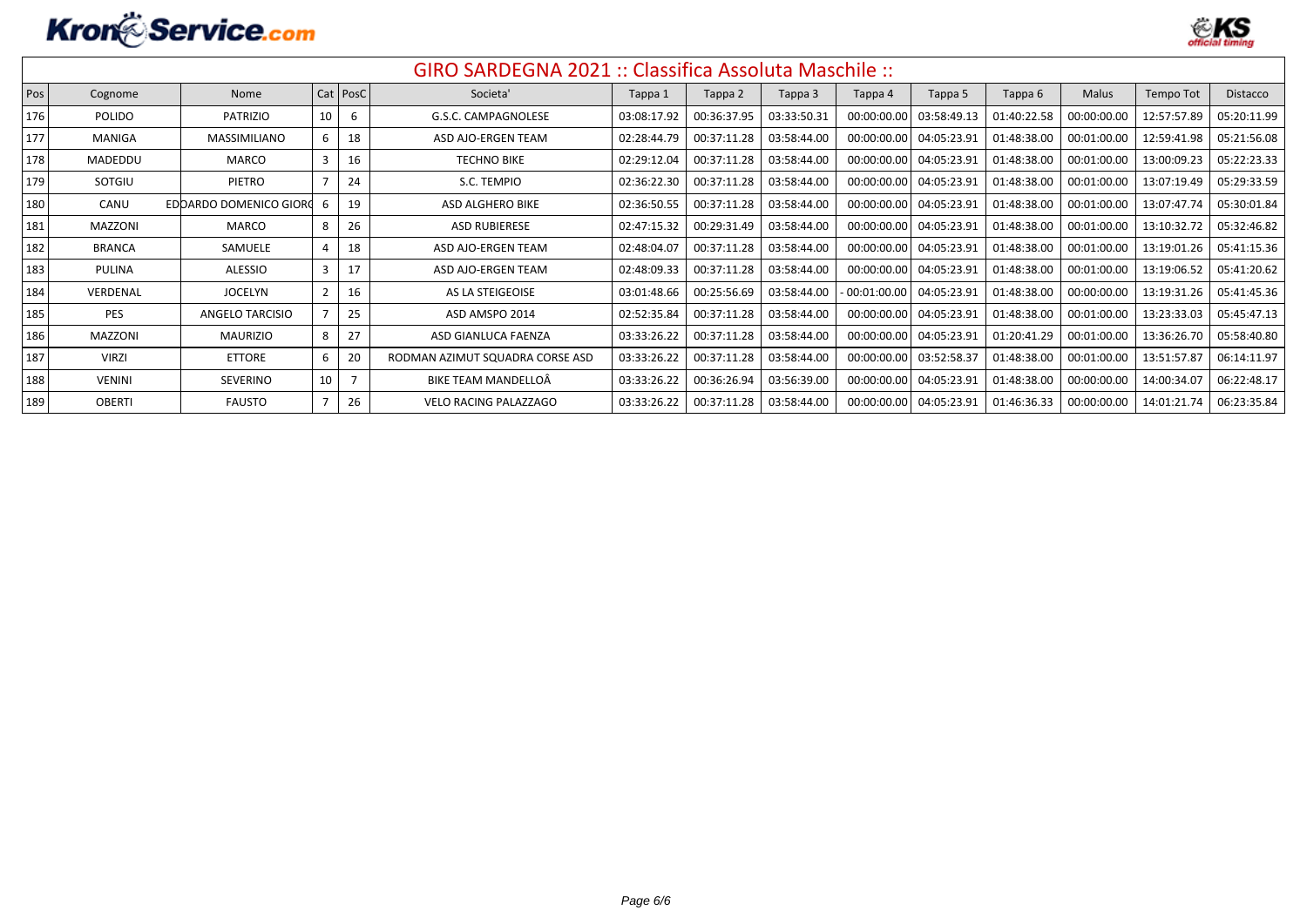# GIRO SARDEGNA 2021 :: Classifica Assoluta Maschile ::

| Pos | Cognome | Nome | Cat | PosC | Societa' | Tappa 1 | Tappa 2 | Tappa 3 | Tappa 4 | Tappa 5 | Tappa 6 | Malus | Tempo Tot | Distacco |
|---|---|---|---|---|---|---|---|---|---|---|---|---|---|---|
| 176 | POLIDO | PATRIZIO | 10 | 6 | G.S.C. CAMPAGNOLESE | 03:08:17.92 | 00:36:37.95 | 03:33:50.31 | 00:00:00.00 | 03:58:49.13 | 01:40:22.58 | 00:00:00.00 | 12:57:57.89 | 05:20:11.99 |
| 177 | MANIGA | MASSIMILIANO | 6 | 18 | ASD AJO-ERGEN TEAM | 02:28:44.79 | 00:37:11.28 | 03:58:44.00 | 00:00:00.00 | 04:05:23.91 | 01:48:38.00 | 00:01:00.00 | 12:59:41.98 | 05:21:56.08 |
| 178 | MADEDDU | MARCO | 3 | 16 | TECHNO BIKE | 02:29:12.04 | 00:37:11.28 | 03:58:44.00 | 00:00:00.00 | 04:05:23.91 | 01:48:38.00 | 00:01:00.00 | 13:00:09.23 | 05:22:23.33 |
| 179 | SOTGIU | PIETRO | 7 | 24 | S.C. TEMPIO | 02:36:22.30 | 00:37:11.28 | 03:58:44.00 | 00:00:00.00 | 04:05:23.91 | 01:48:38.00 | 00:01:00.00 | 13:07:19.49 | 05:29:33.59 |
| 180 | CANU | EDOARDO DOMENICO GIORG | 6 | 19 | ASD ALGHERO BIKE | 02:36:50.55 | 00:37:11.28 | 03:58:44.00 | 00:00:00.00 | 04:05:23.91 | 01:48:38.00 | 00:01:00.00 | 13:07:47.74 | 05:30:01.84 |
| 181 | MAZZONI | MARCO | 8 | 26 | ASD RUBIERESE | 02:47:15.32 | 00:29:31.49 | 03:58:44.00 | 00:00:00.00 | 04:05:23.91 | 01:48:38.00 | 00:01:00.00 | 13:10:32.72 | 05:32:46.82 |
| 182 | BRANCA | SAMUELE | 4 | 18 | ASD AJO-ERGEN TEAM | 02:48:04.07 | 00:37:11.28 | 03:58:44.00 | 00:00:00.00 | 04:05:23.91 | 01:48:38.00 | 00:01:00.00 | 13:19:01.26 | 05:41:15.36 |
| 183 | PULINA | ALESSIO | 3 | 17 | ASD AJO-ERGEN TEAM | 02:48:09.33 | 00:37:11.28 | 03:58:44.00 | 00:00:00.00 | 04:05:23.91 | 01:48:38.00 | 00:01:00.00 | 13:19:06.52 | 05:41:20.62 |
| 184 | VERDENAL | JOCELYN | 2 | 16 | AS LA STEIGEOISE | 03:01:48.66 | 00:25:56.69 | 03:58:44.00 | - 00:01:00.00 | 04:05:23.91 | 01:48:38.00 | 00:00:00.00 | 13:19:31.26 | 05:41:45.36 |
| 185 | PES | ANGELO TARCISIO | 7 | 25 | ASD AMSPO 2014 | 02:52:35.84 | 00:37:11.28 | 03:58:44.00 | 00:00:00.00 | 04:05:23.91 | 01:48:38.00 | 00:01:00.00 | 13:23:33.03 | 05:45:47.13 |
| 186 | MAZZONI | MAURIZIO | 8 | 27 | ASD GIANLUCA FAENZA | 03:33:26.22 | 00:37:11.28 | 03:58:44.00 | 00:00:00.00 | 04:05:23.91 | 01:20:41.29 | 00:01:00.00 | 13:36:26.70 | 05:58:40.80 |
| 187 | VIRZI | ETTORE | 6 | 20 | RODMAN AZIMUT SQUADRA CORSE ASD | 03:33:26.22 | 00:37:11.28 | 03:58:44.00 | 00:00:00.00 | 03:52:58.37 | 01:48:38.00 | 00:01:00.00 | 13:51:57.87 | 06:14:11.97 |
| 188 | VENINI | SEVERINO | 10 | 7 | BIKE TEAM MANDELLOÂ | 03:33:26.22 | 00:36:26.94 | 03:56:39.00 | 00:00:00.00 | 04:05:23.91 | 01:48:38.00 | 00:00:00.00 | 14:00:34.07 | 06:22:48.17 |
| 189 | OBERTI | FAUSTO | 7 | 26 | VELO RACING PALAZZAGO | 03:33:26.22 | 00:37:11.28 | 03:58:44.00 | 00:00:00.00 | 04:05:23.91 | 01:46:36.33 | 00:00:00.00 | 14:01:21.74 | 06:23:35.84 |